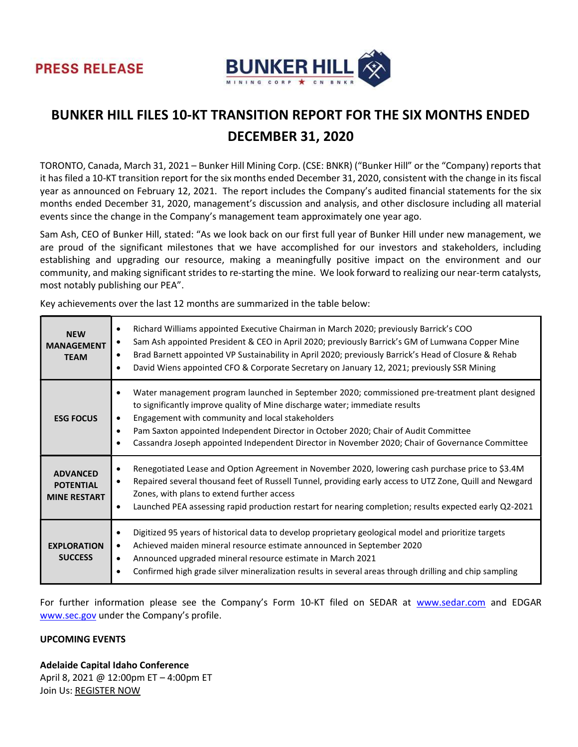PRESS RELEASE

BUNKER HILL MINING CORP ★ CN BNKR

# BUNKER HILL FILES 10-KT TRANSITION REPORT FOR THE SIX MONTHS ENDED DECEMBER 31, 2020

TORONTO, Canada, March 31, 2021 – Bunker Hill Mining Corp. (CSE: BNKR) ("Bunker Hill" or the "Company) reports that it has filed a 10-KT transition report for the six months ended December 31, 2020, consistent with the change in its fiscal year as announced on February 12, 2021. The report includes the Company's audited financial statements for the six months ended December 31, 2020, management's discussion and analysis, and other disclosure including all material events since the change in the Company's management team approximately one year ago.

Sam Ash, CEO of Bunker Hill, stated: "As we look back on our first full year of Bunker Hill under new management, we are proud of the significant milestones that we have accomplished for our investors and stakeholders, including establishing and upgrading our resource, making a meaningfully positive impact on the environment and our community, and making significant strides to re-starting the mine. We look forward to realizing our near-term catalysts, most notably publishing our PEA".

Key achievements over the last 12 months are summarized in the table below:

| | |
|---|---|
| **NEW MANAGEMENT TEAM** | • Richard Williams appointed Executive Chairman in March 2020; previously Barrick's COO<br>• Sam Ash appointed President & CEO in April 2020; previously Barrick's GM of Lumwana Copper Mine<br>• Brad Barnett appointed VP Sustainability in April 2020; previously Barrick's Head of Closure & Rehab<br>• David Wiens appointed CFO & Corporate Secretary on January 12, 2021; previously SSR Mining |
| **ESG FOCUS** | • Water management program launched in September 2020; commissioned pre-treatment plant designed to significantly improve quality of Mine discharge water; immediate results<br>• Engagement with community and local stakeholders<br>• Pam Saxton appointed Independent Director in October 2020; Chair of Audit Committee<br>• Cassandra Joseph appointed Independent Director in November 2020; Chair of Governance Committee |
| **ADVANCED POTENTIAL MINE RESTART** | • Renegotiated Lease and Option Agreement in November 2020, lowering cash purchase price to $3.4M<br>• Repaired several thousand feet of Russell Tunnel, providing early access to UTZ Zone, Quill and Newgard Zones, with plans to extend further access<br>• Launched PEA assessing rapid production restart for nearing completion; results expected early Q2-2021 |
| **EXPLORATION SUCCESS** | • Digitized 95 years of historical data to develop proprietary geological model and prioritize targets<br>• Achieved maiden mineral resource estimate announced in September 2020<br>• Announced upgraded mineral resource estimate in March 2021<br>• Confirmed high grade silver mineralization results in several areas through drilling and chip sampling |

For further information please see the Company's Form 10-KT filed on SEDAR at www.sedar.com and EDGAR www.sec.gov under the Company's profile.

**UPCOMING EVENTS**

**Adelaide Capital Idaho Conference**
April 8, 2021 @ 12:00pm ET – 4:00pm ET
Join Us: REGISTER NOW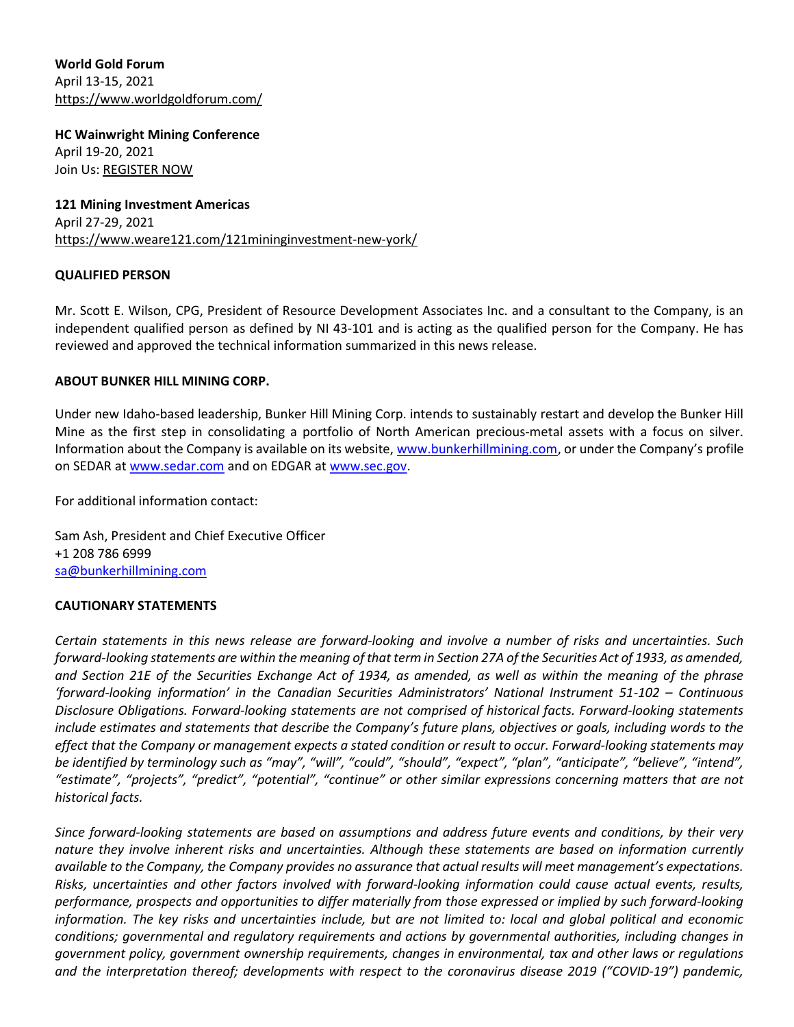**World Gold Forum**
April 13-15, 2021
https://www.worldgoldforum.com/

**HC Wainwright Mining Conference**
April 19-20, 2021
Join Us: REGISTER NOW

**121 Mining Investment Americas**
April 27-29, 2021
https://www.weare121.com/121mininginvestment-new-york/

**QUALIFIED PERSON**

Mr. Scott E. Wilson, CPG, President of Resource Development Associates Inc. and a consultant to the Company, is an independent qualified person as defined by NI 43-101 and is acting as the qualified person for the Company. He has reviewed and approved the technical information summarized in this news release.

**ABOUT BUNKER HILL MINING CORP.**

Under new Idaho-based leadership, Bunker Hill Mining Corp. intends to sustainably restart and develop the Bunker Hill Mine as the first step in consolidating a portfolio of North American precious-metal assets with a focus on silver. Information about the Company is available on its website, www.bunkerhillmining.com, or under the Company's profile on SEDAR at www.sedar.com and on EDGAR at www.sec.gov.

For additional information contact:

Sam Ash, President and Chief Executive Officer
+1 208 786 6999
sa@bunkerhillmining.com

**CAUTIONARY STATEMENTS**

*Certain statements in this news release are forward-looking and involve a number of risks and uncertainties. Such forward-looking statements are within the meaning of that term in Section 27A of the Securities Act of 1933, as amended, and Section 21E of the Securities Exchange Act of 1934, as amended, as well as within the meaning of the phrase 'forward-looking information' in the Canadian Securities Administrators' National Instrument 51-102 – Continuous Disclosure Obligations. Forward-looking statements are not comprised of historical facts. Forward-looking statements include estimates and statements that describe the Company's future plans, objectives or goals, including words to the effect that the Company or management expects a stated condition or result to occur. Forward-looking statements may be identified by terminology such as "may", "will", "could", "should", "expect", "plan", "anticipate", "believe", "intend", "estimate", "projects", "predict", "potential", "continue" or other similar expressions concerning matters that are not historical facts.*

*Since forward-looking statements are based on assumptions and address future events and conditions, by their very nature they involve inherent risks and uncertainties. Although these statements are based on information currently available to the Company, the Company provides no assurance that actual results will meet management's expectations. Risks, uncertainties and other factors involved with forward-looking information could cause actual events, results, performance, prospects and opportunities to differ materially from those expressed or implied by such forward-looking information. The key risks and uncertainties include, but are not limited to: local and global political and economic conditions; governmental and regulatory requirements and actions by governmental authorities, including changes in government policy, government ownership requirements, changes in environmental, tax and other laws or regulations and the interpretation thereof; developments with respect to the coronavirus disease 2019 ("COVID-19") pandemic,*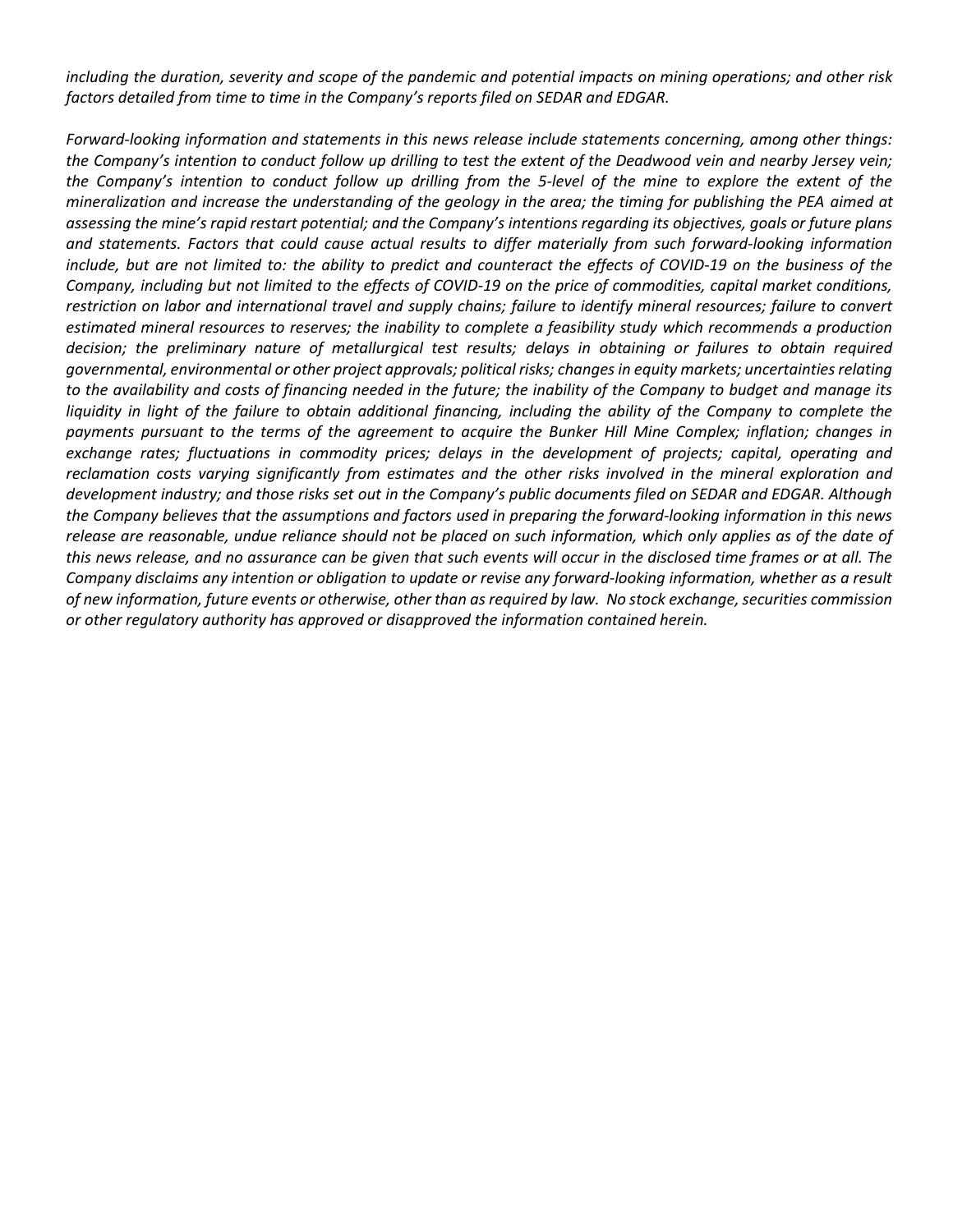*including the duration, severity and scope of the pandemic and potential impacts on mining operations; and other risk factors detailed from time to time in the Company's reports filed on SEDAR and EDGAR.*

*Forward-looking information and statements in this news release include statements concerning, among other things: the Company's intention to conduct follow up drilling to test the extent of the Deadwood vein and nearby Jersey vein; the Company's intention to conduct follow up drilling from the 5-level of the mine to explore the extent of the mineralization and increase the understanding of the geology in the area; the timing for publishing the PEA aimed at assessing the mine's rapid restart potential; and the Company's intentions regarding its objectives, goals or future plans and statements. Factors that could cause actual results to differ materially from such forward-looking information include, but are not limited to: the ability to predict and counteract the effects of COVID-19 on the business of the Company, including but not limited to the effects of COVID-19 on the price of commodities, capital market conditions, restriction on labor and international travel and supply chains; failure to identify mineral resources; failure to convert estimated mineral resources to reserves; the inability to complete a feasibility study which recommends a production decision; the preliminary nature of metallurgical test results; delays in obtaining or failures to obtain required governmental, environmental or other project approvals; political risks; changes in equity markets; uncertainties relating to the availability and costs of financing needed in the future; the inability of the Company to budget and manage its liquidity in light of the failure to obtain additional financing, including the ability of the Company to complete the payments pursuant to the terms of the agreement to acquire the Bunker Hill Mine Complex; inflation; changes in exchange rates; fluctuations in commodity prices; delays in the development of projects; capital, operating and reclamation costs varying significantly from estimates and the other risks involved in the mineral exploration and development industry; and those risks set out in the Company's public documents filed on SEDAR and EDGAR. Although the Company believes that the assumptions and factors used in preparing the forward-looking information in this news release are reasonable, undue reliance should not be placed on such information, which only applies as of the date of this news release, and no assurance can be given that such events will occur in the disclosed time frames or at all. The Company disclaims any intention or obligation to update or revise any forward-looking information, whether as a result of new information, future events or otherwise, other than as required by law. No stock exchange, securities commission or other regulatory authority has approved or disapproved the information contained herein.*